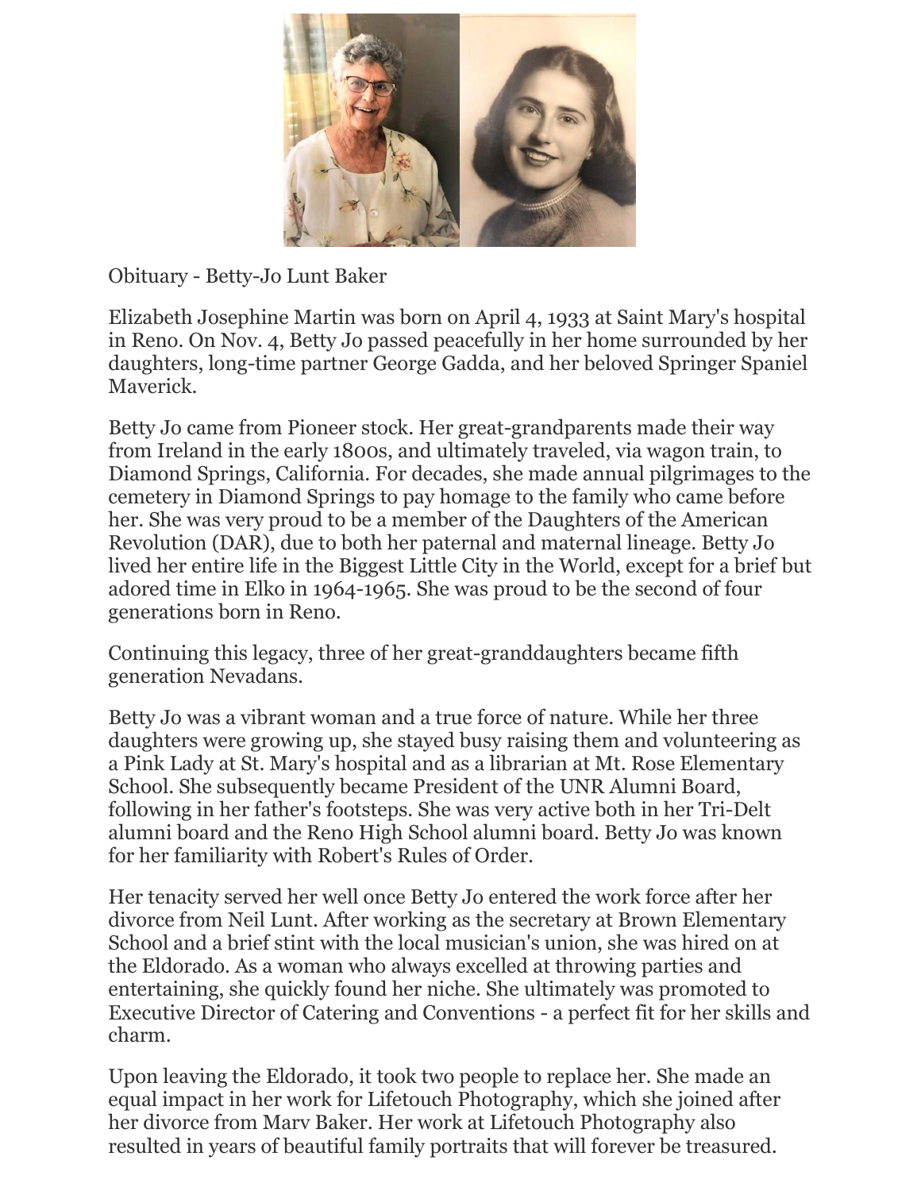Obituary - Betty-Jo Lunt Baker

Elizabeth Josephine Martin was born on April 4, 1933 at Saint Mary's hospital in Reno. On Nov. 4, Betty Jo passed peacefully in her home surrounded by her daughters, long-time partner George Gadda, and her beloved Springer Spaniel Maverick.

Betty Jo came from Pioneer stock. Her great-grandparents made their way from Ireland in the early 1800s, and ultimately traveled, via wagon train, to Diamond Springs, California. For decades, she made annual pilgrimages to the cemetery in Diamond Springs to pay homage to the family who came before her. She was very proud to be a member of the Daughters of the American Revolution (DAR), due to both her paternal and maternal lineage. Betty Jo lived her entire life in the Biggest Little City in the World, except for a brief but adored time in Elko in 1964-1965. She was proud to be the second of four generations born in Reno.

Continuing this legacy, three of her great-granddaughters became fifth generation Nevadans.

Betty Jo was a vibrant woman and a true force of nature. While her three daughters were growing up, she stayed busy raising them and volunteering as a Pink Lady at St. Mary's hospital and as a librarian at Mt. Rose Elementary School. She subsequently became President of the UNR Alumni Board, following in her father's footsteps. She was very active both in her Tri-Delt alumni board and the Reno High School alumni board. Betty Jo was known for her familiarity with Robert's Rules of Order.

Her tenacity served her well once Betty Jo entered the work force after her divorce from Neil Lunt. After working as the secretary at Brown Elementary School and a brief stint with the local musician's union, she was hired on at the Eldorado. As a woman who always excelled at throwing parties and entertaining, she quickly found her niche. She ultimately was promoted to Executive Director of Catering and Conventions - a perfect fit for her skills and charm.

Upon leaving the Eldorado, it took two people to replace her. She made an equal impact in her work for Lifetouch Photography, which she joined after her divorce from Marv Baker. Her work at Lifetouch Photography also resulted in years of beautiful family portraits that will forever be treasured.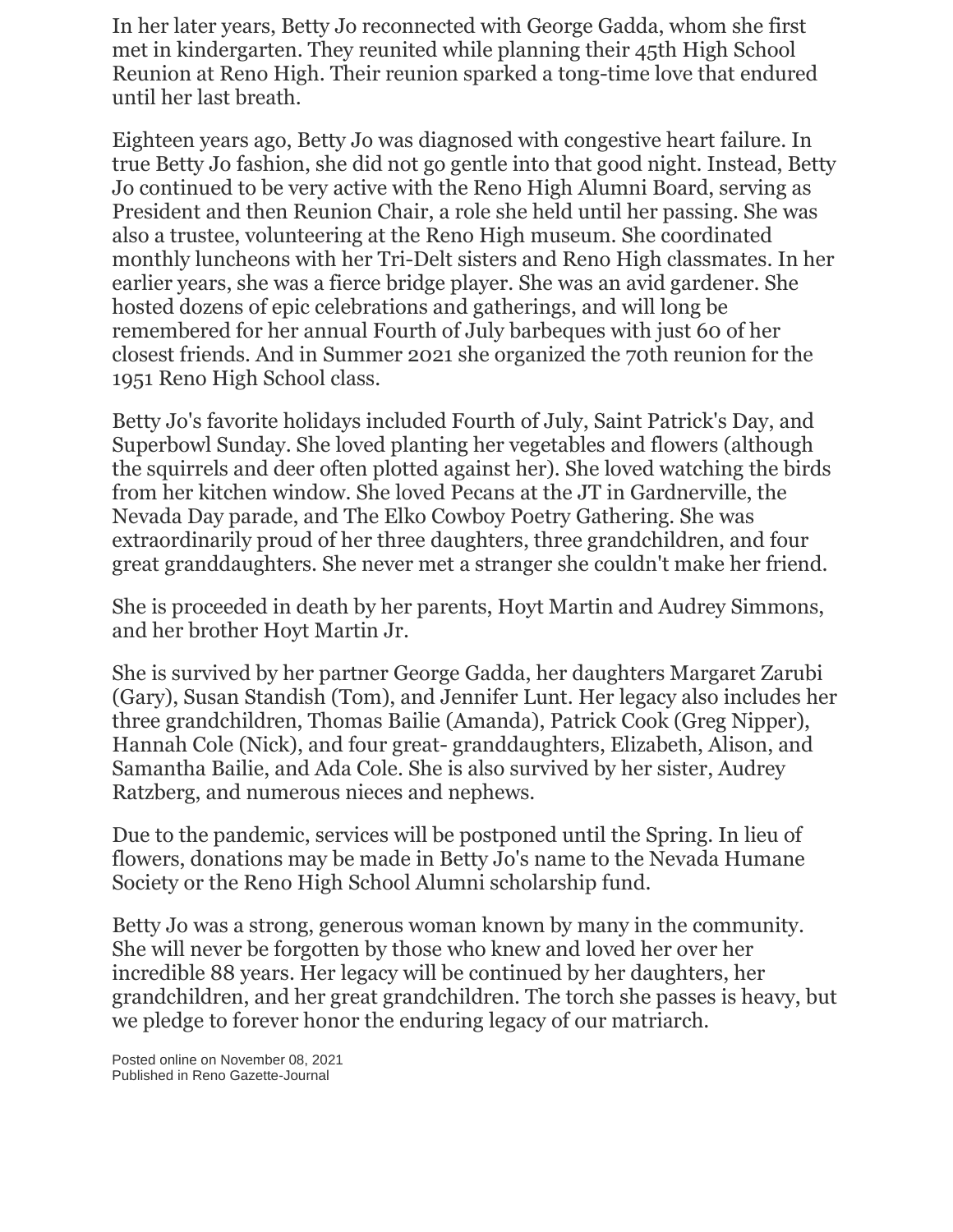In her later years, Betty Jo reconnected with George Gadda, whom she first met in kindergarten. They reunited while planning their 45th High School Reunion at Reno High. Their reunion sparked a tong-time love that endured until her last breath.

Eighteen years ago, Betty Jo was diagnosed with congestive heart failure. In true Betty Jo fashion, she did not go gentle into that good night. Instead, Betty Jo continued to be very active with the Reno High Alumni Board, serving as President and then Reunion Chair, a role she held until her passing. She was also a trustee, volunteering at the Reno High museum. She coordinated monthly luncheons with her Tri-Delt sisters and Reno High classmates. In her earlier years, she was a fierce bridge player. She was an avid gardener. She hosted dozens of epic celebrations and gatherings, and will long be remembered for her annual Fourth of July barbeques with just 60 of her closest friends. And in Summer 2021 she organized the 70th reunion for the 1951 Reno High School class.

Betty Jo's favorite holidays included Fourth of July, Saint Patrick's Day, and Superbowl Sunday. She loved planting her vegetables and flowers (although the squirrels and deer often plotted against her). She loved watching the birds from her kitchen window. She loved Pecans at the JT in Gardnerville, the Nevada Day parade, and The Elko Cowboy Poetry Gathering. She was extraordinarily proud of her three daughters, three grandchildren, and four great granddaughters. She never met a stranger she couldn't make her friend.

She is proceeded in death by her parents, Hoyt Martin and Audrey Simmons, and her brother Hoyt Martin Jr.

She is survived by her partner George Gadda, her daughters Margaret Zarubi (Gary), Susan Standish (Tom), and Jennifer Lunt. Her legacy also includes her three grandchildren, Thomas Bailie (Amanda), Patrick Cook (Greg Nipper), Hannah Cole (Nick), and four great- granddaughters, Elizabeth, Alison, and Samantha Bailie, and Ada Cole. She is also survived by her sister, Audrey Ratzberg, and numerous nieces and nephews.

Due to the pandemic, services will be postponed until the Spring. In lieu of flowers, donations may be made in Betty Jo's name to the Nevada Humane Society or the Reno High School Alumni scholarship fund.

Betty Jo was a strong, generous woman known by many in the community. She will never be forgotten by those who knew and loved her over her incredible 88 years. Her legacy will be continued by her daughters, her grandchildren, and her great grandchildren. The torch she passes is heavy, but we pledge to forever honor the enduring legacy of our matriarch.

Posted online on November 08, 2021
Published in Reno Gazette-Journal